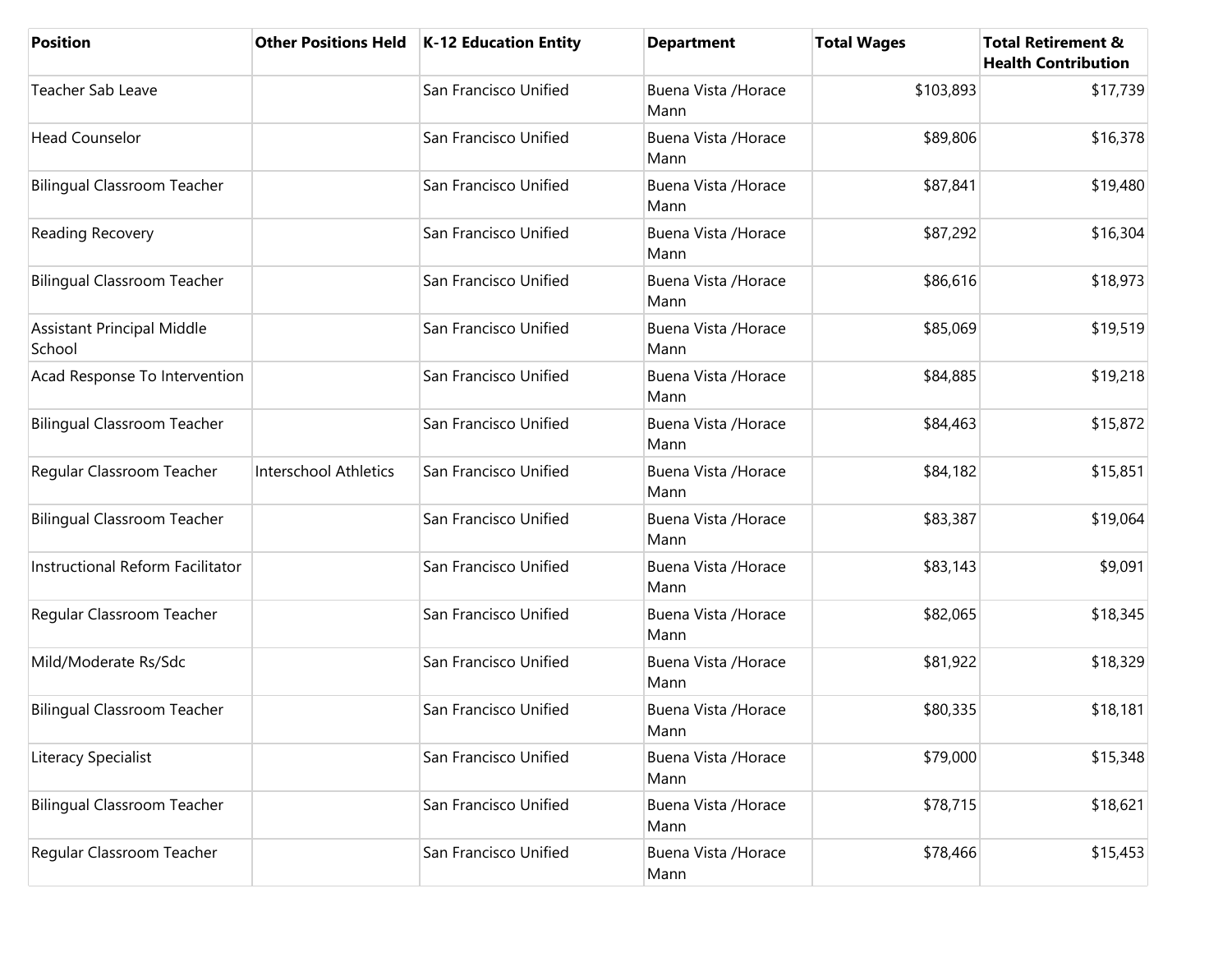| Position | Other Positions Held | K-12 Education Entity | Department | Total Wages | Total Retirement & Health Contribution |
|---|---|---|---|---|---|
| Teacher Sab Leave | | San Francisco Unified | Buena Vista /Horace Mann | $103,893 | $17,739 |
| Head Counselor | | San Francisco Unified | Buena Vista /Horace Mann | $89,806 | $16,378 |
| Bilingual Classroom Teacher | | San Francisco Unified | Buena Vista /Horace Mann | $87,841 | $19,480 |
| Reading Recovery | | San Francisco Unified | Buena Vista /Horace Mann | $87,292 | $16,304 |
| Bilingual Classroom Teacher | | San Francisco Unified | Buena Vista /Horace Mann | $86,616 | $18,973 |
| Assistant Principal Middle School | | San Francisco Unified | Buena Vista /Horace Mann | $85,069 | $19,519 |
| Acad Response To Intervention | | San Francisco Unified | Buena Vista /Horace Mann | $84,885 | $19,218 |
| Bilingual Classroom Teacher | | San Francisco Unified | Buena Vista /Horace Mann | $84,463 | $15,872 |
| Regular Classroom Teacher | Interschool Athletics | San Francisco Unified | Buena Vista /Horace Mann | $84,182 | $15,851 |
| Bilingual Classroom Teacher | | San Francisco Unified | Buena Vista /Horace Mann | $83,387 | $19,064 |
| Instructional Reform Facilitator | | San Francisco Unified | Buena Vista /Horace Mann | $83,143 | $9,091 |
| Regular Classroom Teacher | | San Francisco Unified | Buena Vista /Horace Mann | $82,065 | $18,345 |
| Mild/Moderate Rs/Sdc | | San Francisco Unified | Buena Vista /Horace Mann | $81,922 | $18,329 |
| Bilingual Classroom Teacher | | San Francisco Unified | Buena Vista /Horace Mann | $80,335 | $18,181 |
| Literacy Specialist | | San Francisco Unified | Buena Vista /Horace Mann | $79,000 | $15,348 |
| Bilingual Classroom Teacher | | San Francisco Unified | Buena Vista /Horace Mann | $78,715 | $18,621 |
| Regular Classroom Teacher | | San Francisco Unified | Buena Vista /Horace Mann | $78,466 | $15,453 |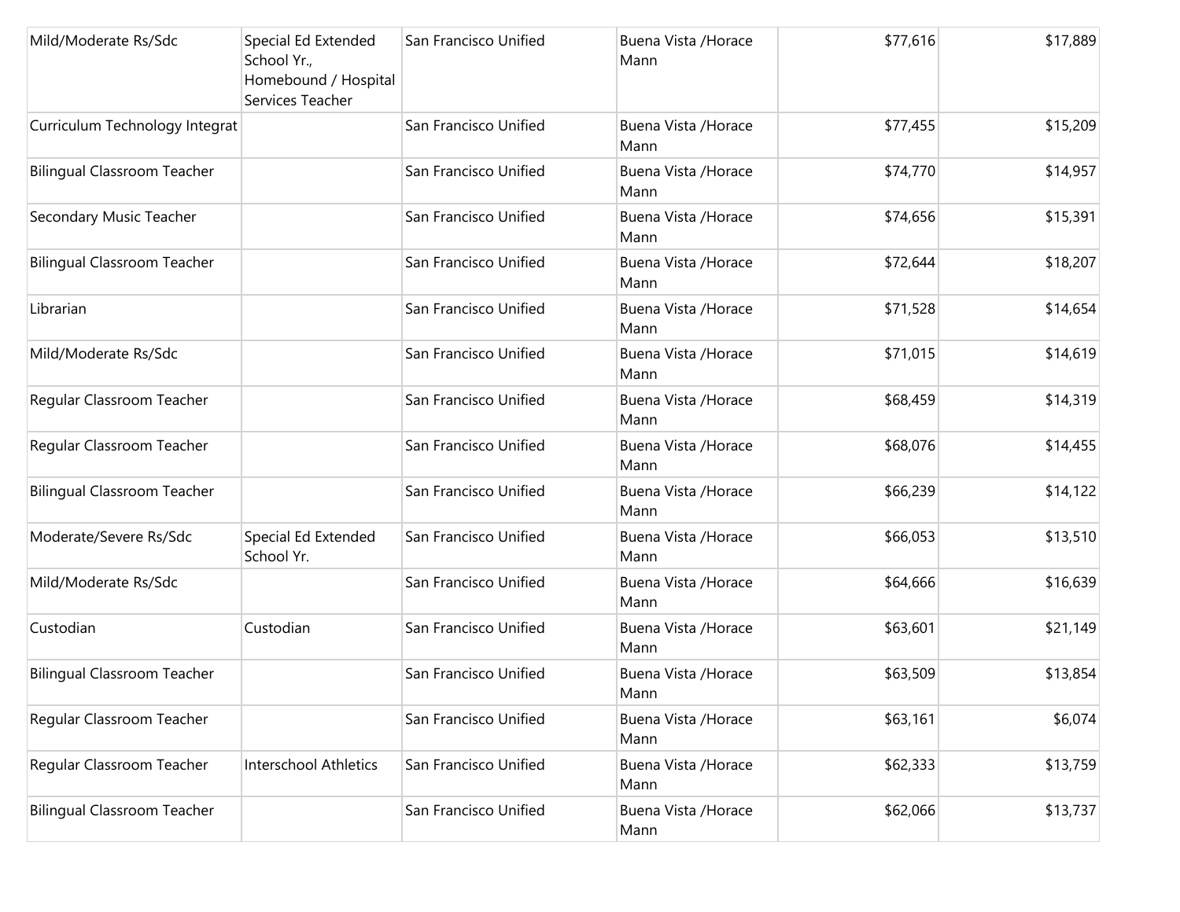| | | | | | |
|---|---|---|---|---|---|
| Mild/Moderate Rs/Sdc | Special Ed Extended School Yr., Homebound / Hospital Services Teacher | San Francisco Unified | Buena Vista /Horace Mann | $77,616 | $17,889 |
| Curriculum Technology Integrat | | San Francisco Unified | Buena Vista /Horace Mann | $77,455 | $15,209 |
| Bilingual Classroom Teacher | | San Francisco Unified | Buena Vista /Horace Mann | $74,770 | $14,957 |
| Secondary Music Teacher | | San Francisco Unified | Buena Vista /Horace Mann | $74,656 | $15,391 |
| Bilingual Classroom Teacher | | San Francisco Unified | Buena Vista /Horace Mann | $72,644 | $18,207 |
| Librarian | | San Francisco Unified | Buena Vista /Horace Mann | $71,528 | $14,654 |
| Mild/Moderate Rs/Sdc | | San Francisco Unified | Buena Vista /Horace Mann | $71,015 | $14,619 |
| Regular Classroom Teacher | | San Francisco Unified | Buena Vista /Horace Mann | $68,459 | $14,319 |
| Regular Classroom Teacher | | San Francisco Unified | Buena Vista /Horace Mann | $68,076 | $14,455 |
| Bilingual Classroom Teacher | | San Francisco Unified | Buena Vista /Horace Mann | $66,239 | $14,122 |
| Moderate/Severe Rs/Sdc | Special Ed Extended School Yr. | San Francisco Unified | Buena Vista /Horace Mann | $66,053 | $13,510 |
| Mild/Moderate Rs/Sdc | | San Francisco Unified | Buena Vista /Horace Mann | $64,666 | $16,639 |
| Custodian | Custodian | San Francisco Unified | Buena Vista /Horace Mann | $63,601 | $21,149 |
| Bilingual Classroom Teacher | | San Francisco Unified | Buena Vista /Horace Mann | $63,509 | $13,854 |
| Regular Classroom Teacher | | San Francisco Unified | Buena Vista /Horace Mann | $63,161 | $6,074 |
| Regular Classroom Teacher | Interschool Athletics | San Francisco Unified | Buena Vista /Horace Mann | $62,333 | $13,759 |
| Bilingual Classroom Teacher | | San Francisco Unified | Buena Vista /Horace Mann | $62,066 | $13,737 |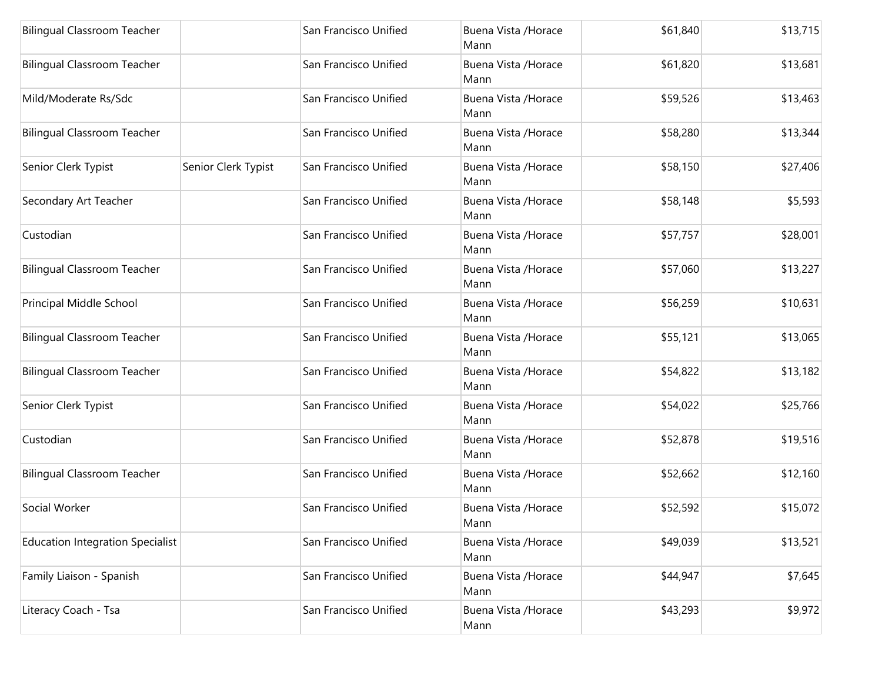| | | | | | |
|---|---|---|---|---|---|
| Bilingual Classroom Teacher | | San Francisco Unified | Buena Vista /Horace Mann | $61,840 | $13,715 |
| Bilingual Classroom Teacher | | San Francisco Unified | Buena Vista /Horace Mann | $61,820 | $13,681 |
| Mild/Moderate Rs/Sdc | | San Francisco Unified | Buena Vista /Horace Mann | $59,526 | $13,463 |
| Bilingual Classroom Teacher | | San Francisco Unified | Buena Vista /Horace Mann | $58,280 | $13,344 |
| Senior Clerk Typist | Senior Clerk Typist | San Francisco Unified | Buena Vista /Horace Mann | $58,150 | $27,406 |
| Secondary Art Teacher | | San Francisco Unified | Buena Vista /Horace Mann | $58,148 | $5,593 |
| Custodian | | San Francisco Unified | Buena Vista /Horace Mann | $57,757 | $28,001 |
| Bilingual Classroom Teacher | | San Francisco Unified | Buena Vista /Horace Mann | $57,060 | $13,227 |
| Principal Middle School | | San Francisco Unified | Buena Vista /Horace Mann | $56,259 | $10,631 |
| Bilingual Classroom Teacher | | San Francisco Unified | Buena Vista /Horace Mann | $55,121 | $13,065 |
| Bilingual Classroom Teacher | | San Francisco Unified | Buena Vista /Horace Mann | $54,822 | $13,182 |
| Senior Clerk Typist | | San Francisco Unified | Buena Vista /Horace Mann | $54,022 | $25,766 |
| Custodian | | San Francisco Unified | Buena Vista /Horace Mann | $52,878 | $19,516 |
| Bilingual Classroom Teacher | | San Francisco Unified | Buena Vista /Horace Mann | $52,662 | $12,160 |
| Social Worker | | San Francisco Unified | Buena Vista /Horace Mann | $52,592 | $15,072 |
| Education Integration Specialist | | San Francisco Unified | Buena Vista /Horace Mann | $49,039 | $13,521 |
| Family Liaison - Spanish | | San Francisco Unified | Buena Vista /Horace Mann | $44,947 | $7,645 |
| Literacy Coach - Tsa | | San Francisco Unified | Buena Vista /Horace Mann | $43,293 | $9,972 |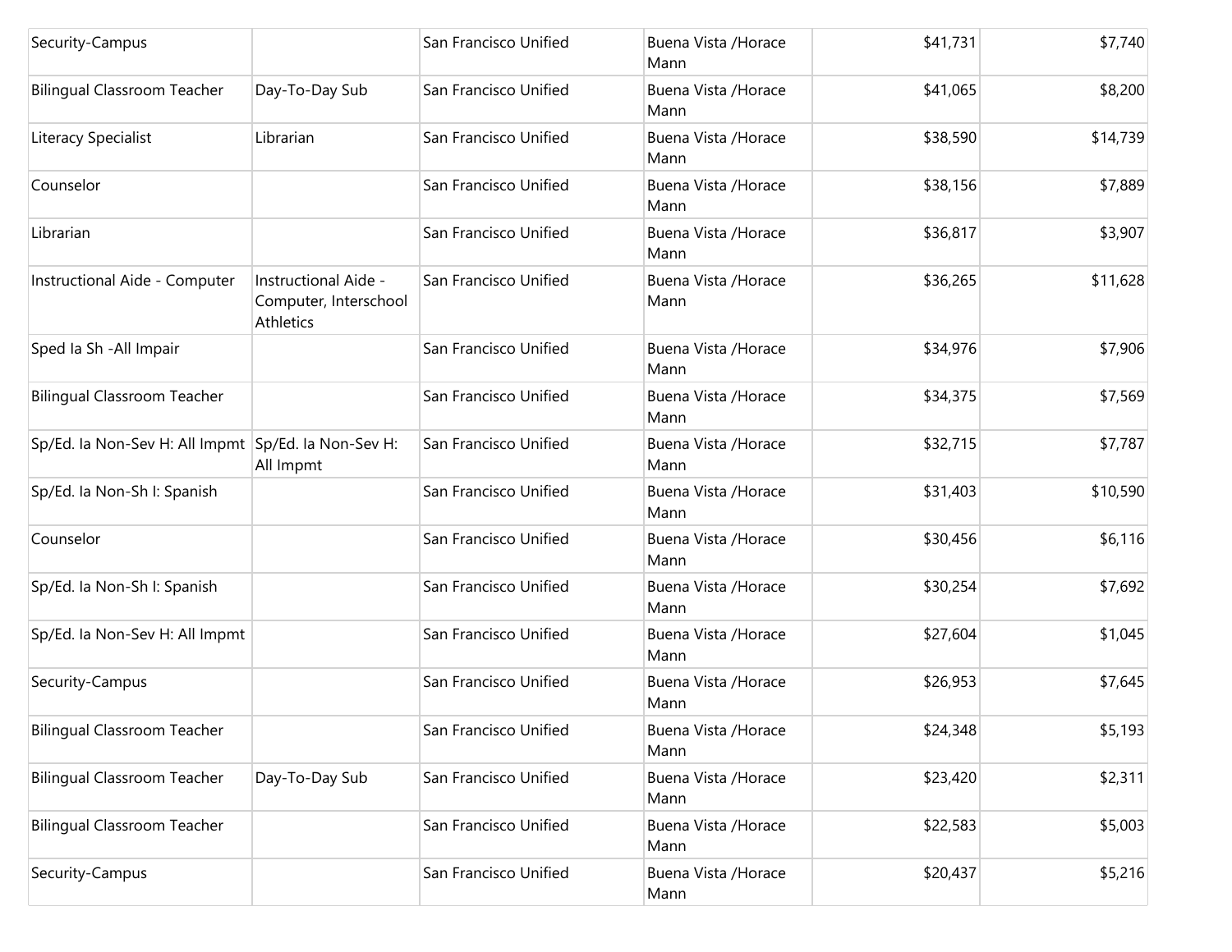| | | | | | |
|---|---|---|---|---|---|
| Security-Campus | | San Francisco Unified | Buena Vista /Horace Mann | $41,731 | $7,740 |
| Bilingual Classroom Teacher | Day-To-Day Sub | San Francisco Unified | Buena Vista /Horace Mann | $41,065 | $8,200 |
| Literacy Specialist | Librarian | San Francisco Unified | Buena Vista /Horace Mann | $38,590 | $14,739 |
| Counselor | | San Francisco Unified | Buena Vista /Horace Mann | $38,156 | $7,889 |
| Librarian | | San Francisco Unified | Buena Vista /Horace Mann | $36,817 | $3,907 |
| Instructional Aide - Computer | Instructional Aide - Computer, Interschool Athletics | San Francisco Unified | Buena Vista /Horace Mann | $36,265 | $11,628 |
| Sped Ia Sh -All Impair | | San Francisco Unified | Buena Vista /Horace Mann | $34,976 | $7,906 |
| Bilingual Classroom Teacher | | San Francisco Unified | Buena Vista /Horace Mann | $34,375 | $7,569 |
| Sp/Ed. Ia Non-Sev H: All Impmt | Sp/Ed. Ia Non-Sev H: All Impmt | San Francisco Unified | Buena Vista /Horace Mann | $32,715 | $7,787 |
| Sp/Ed. Ia Non-Sh I: Spanish | | San Francisco Unified | Buena Vista /Horace Mann | $31,403 | $10,590 |
| Counselor | | San Francisco Unified | Buena Vista /Horace Mann | $30,456 | $6,116 |
| Sp/Ed. Ia Non-Sh I: Spanish | | San Francisco Unified | Buena Vista /Horace Mann | $30,254 | $7,692 |
| Sp/Ed. Ia Non-Sev H: All Impmt | | San Francisco Unified | Buena Vista /Horace Mann | $27,604 | $1,045 |
| Security-Campus | | San Francisco Unified | Buena Vista /Horace Mann | $26,953 | $7,645 |
| Bilingual Classroom Teacher | | San Francisco Unified | Buena Vista /Horace Mann | $24,348 | $5,193 |
| Bilingual Classroom Teacher | Day-To-Day Sub | San Francisco Unified | Buena Vista /Horace Mann | $23,420 | $2,311 |
| Bilingual Classroom Teacher | | San Francisco Unified | Buena Vista /Horace Mann | $22,583 | $5,003 |
| Security-Campus | | San Francisco Unified | Buena Vista /Horace Mann | $20,437 | $5,216 |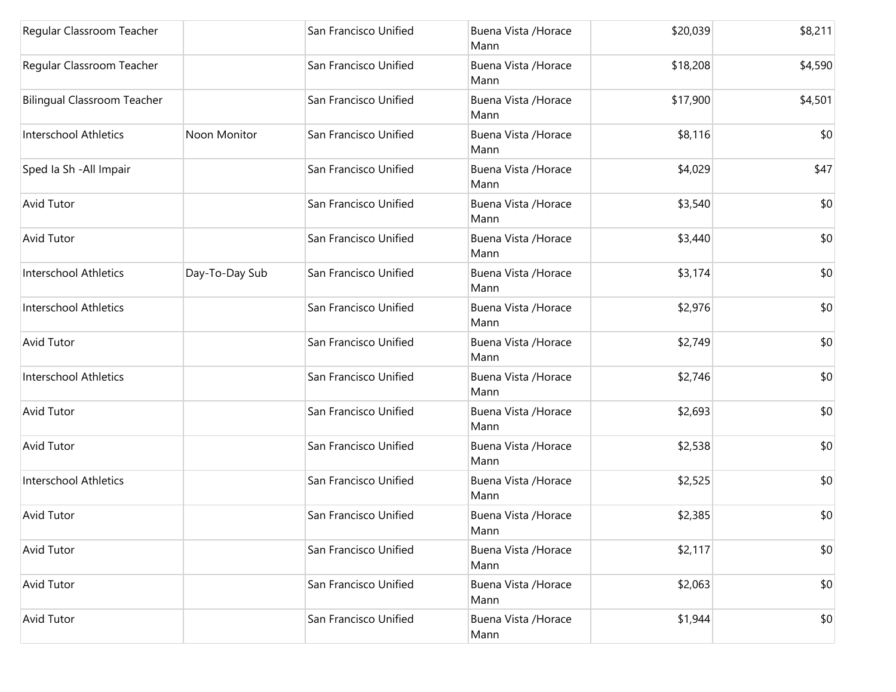| | | | | | |
|---|---|---|---|---|---|
| Regular Classroom Teacher | | San Francisco Unified | Buena Vista /Horace Mann | $20,039 | $8,211 |
| Regular Classroom Teacher | | San Francisco Unified | Buena Vista /Horace Mann | $18,208 | $4,590 |
| Bilingual Classroom Teacher | | San Francisco Unified | Buena Vista /Horace Mann | $17,900 | $4,501 |
| Interschool Athletics | Noon Monitor | San Francisco Unified | Buena Vista /Horace Mann | $8,116 | $0 |
| Sped Ia Sh -All Impair | | San Francisco Unified | Buena Vista /Horace Mann | $4,029 | $47 |
| Avid Tutor | | San Francisco Unified | Buena Vista /Horace Mann | $3,540 | $0 |
| Avid Tutor | | San Francisco Unified | Buena Vista /Horace Mann | $3,440 | $0 |
| Interschool Athletics | Day-To-Day Sub | San Francisco Unified | Buena Vista /Horace Mann | $3,174 | $0 |
| Interschool Athletics | | San Francisco Unified | Buena Vista /Horace Mann | $2,976 | $0 |
| Avid Tutor | | San Francisco Unified | Buena Vista /Horace Mann | $2,749 | $0 |
| Interschool Athletics | | San Francisco Unified | Buena Vista /Horace Mann | $2,746 | $0 |
| Avid Tutor | | San Francisco Unified | Buena Vista /Horace Mann | $2,693 | $0 |
| Avid Tutor | | San Francisco Unified | Buena Vista /Horace Mann | $2,538 | $0 |
| Interschool Athletics | | San Francisco Unified | Buena Vista /Horace Mann | $2,525 | $0 |
| Avid Tutor | | San Francisco Unified | Buena Vista /Horace Mann | $2,385 | $0 |
| Avid Tutor | | San Francisco Unified | Buena Vista /Horace Mann | $2,117 | $0 |
| Avid Tutor | | San Francisco Unified | Buena Vista /Horace Mann | $2,063 | $0 |
| Avid Tutor | | San Francisco Unified | Buena Vista /Horace Mann | $1,944 | $0 |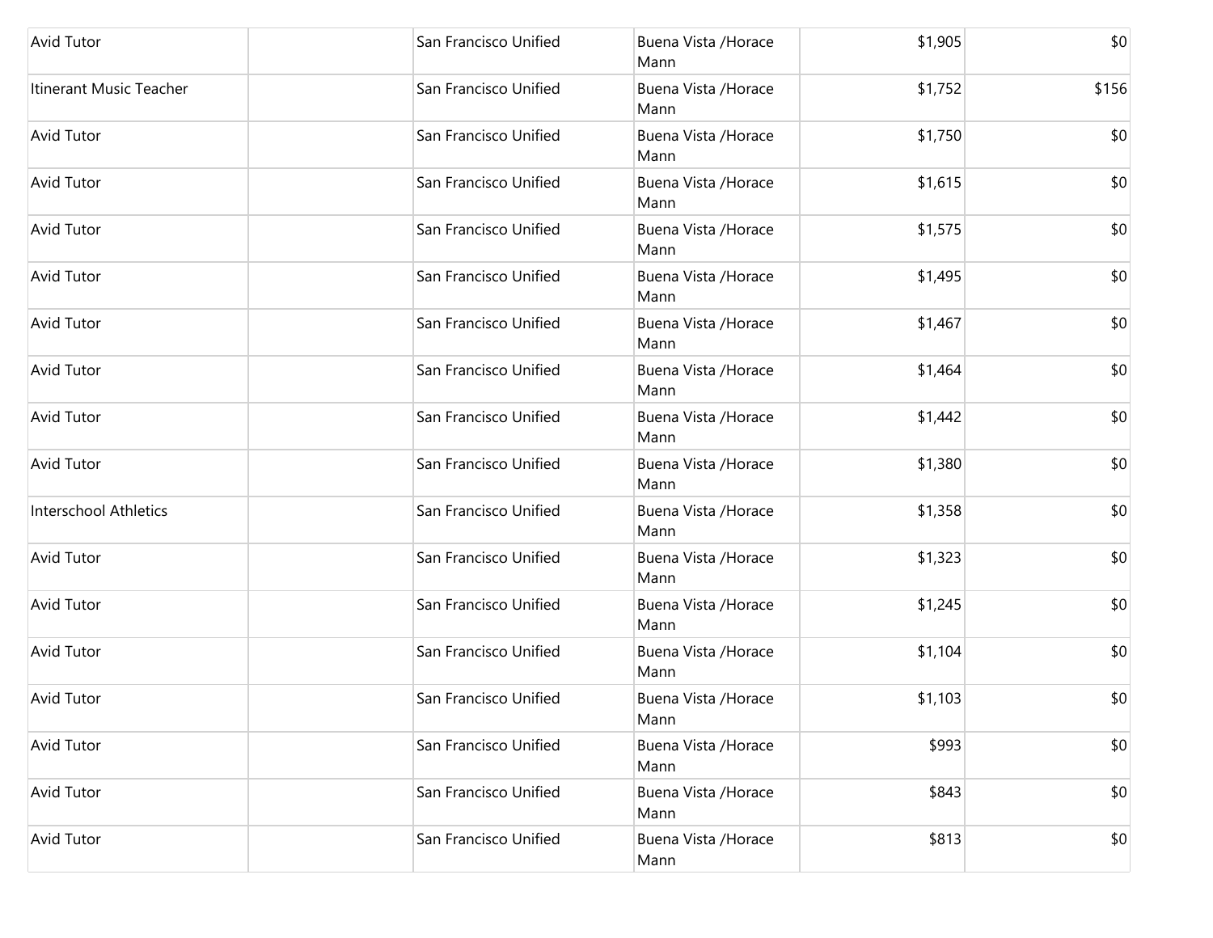| | | | | | |
|---|---|---|---|---|---|
| Avid Tutor | | San Francisco Unified | Buena Vista /Horace Mann | $1,905 | $0 |
| Itinerant Music Teacher | | San Francisco Unified | Buena Vista /Horace Mann | $1,752 | $156 |
| Avid Tutor | | San Francisco Unified | Buena Vista /Horace Mann | $1,750 | $0 |
| Avid Tutor | | San Francisco Unified | Buena Vista /Horace Mann | $1,615 | $0 |
| Avid Tutor | | San Francisco Unified | Buena Vista /Horace Mann | $1,575 | $0 |
| Avid Tutor | | San Francisco Unified | Buena Vista /Horace Mann | $1,495 | $0 |
| Avid Tutor | | San Francisco Unified | Buena Vista /Horace Mann | $1,467 | $0 |
| Avid Tutor | | San Francisco Unified | Buena Vista /Horace Mann | $1,464 | $0 |
| Avid Tutor | | San Francisco Unified | Buena Vista /Horace Mann | $1,442 | $0 |
| Avid Tutor | | San Francisco Unified | Buena Vista /Horace Mann | $1,380 | $0 |
| Interschool Athletics | | San Francisco Unified | Buena Vista /Horace Mann | $1,358 | $0 |
| Avid Tutor | | San Francisco Unified | Buena Vista /Horace Mann | $1,323 | $0 |
| Avid Tutor | | San Francisco Unified | Buena Vista /Horace Mann | $1,245 | $0 |
| Avid Tutor | | San Francisco Unified | Buena Vista /Horace Mann | $1,104 | $0 |
| Avid Tutor | | San Francisco Unified | Buena Vista /Horace Mann | $1,103 | $0 |
| Avid Tutor | | San Francisco Unified | Buena Vista /Horace Mann | $993 | $0 |
| Avid Tutor | | San Francisco Unified | Buena Vista /Horace Mann | $843 | $0 |
| Avid Tutor | | San Francisco Unified | Buena Vista /Horace Mann | $813 | $0 |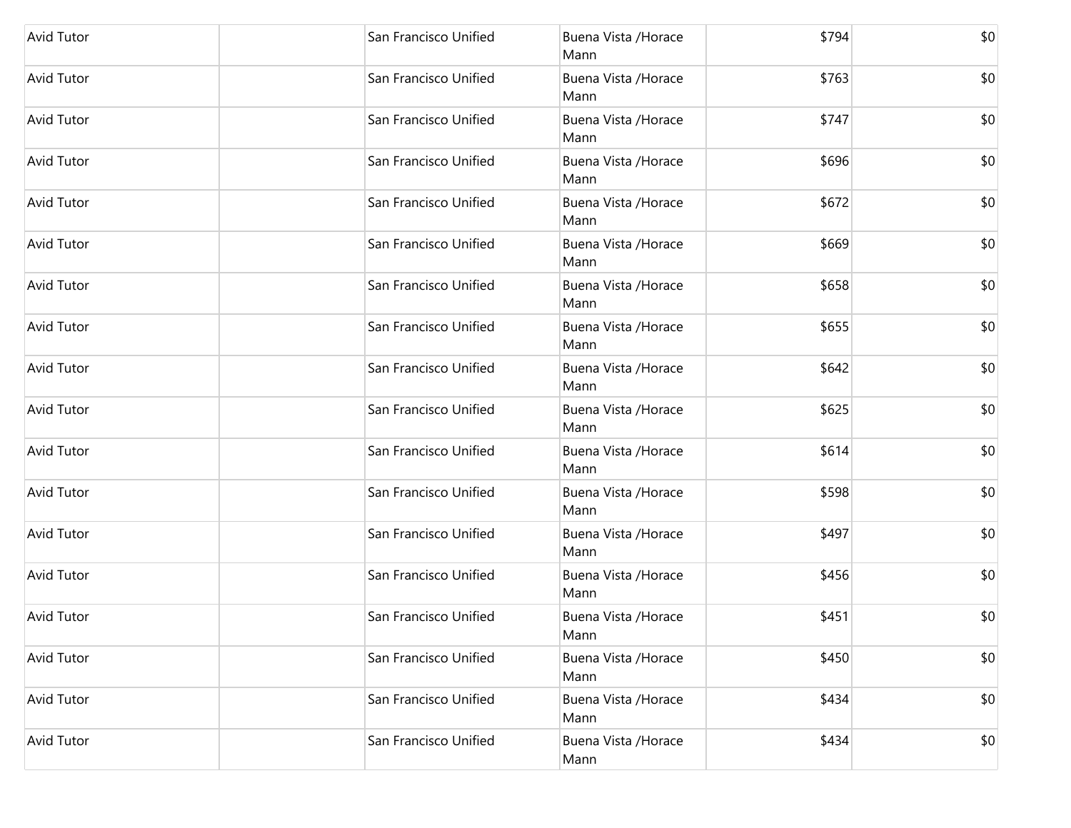| | | | | | |
|---|---|---|---|---|---|
| Avid Tutor | | San Francisco Unified | Buena Vista /Horace Mann | $794 | $0 |
| Avid Tutor | | San Francisco Unified | Buena Vista /Horace Mann | $763 | $0 |
| Avid Tutor | | San Francisco Unified | Buena Vista /Horace Mann | $747 | $0 |
| Avid Tutor | | San Francisco Unified | Buena Vista /Horace Mann | $696 | $0 |
| Avid Tutor | | San Francisco Unified | Buena Vista /Horace Mann | $672 | $0 |
| Avid Tutor | | San Francisco Unified | Buena Vista /Horace Mann | $669 | $0 |
| Avid Tutor | | San Francisco Unified | Buena Vista /Horace Mann | $658 | $0 |
| Avid Tutor | | San Francisco Unified | Buena Vista /Horace Mann | $655 | $0 |
| Avid Tutor | | San Francisco Unified | Buena Vista /Horace Mann | $642 | $0 |
| Avid Tutor | | San Francisco Unified | Buena Vista /Horace Mann | $625 | $0 |
| Avid Tutor | | San Francisco Unified | Buena Vista /Horace Mann | $614 | $0 |
| Avid Tutor | | San Francisco Unified | Buena Vista /Horace Mann | $598 | $0 |
| Avid Tutor | | San Francisco Unified | Buena Vista /Horace Mann | $497 | $0 |
| Avid Tutor | | San Francisco Unified | Buena Vista /Horace Mann | $456 | $0 |
| Avid Tutor | | San Francisco Unified | Buena Vista /Horace Mann | $451 | $0 |
| Avid Tutor | | San Francisco Unified | Buena Vista /Horace Mann | $450 | $0 |
| Avid Tutor | | San Francisco Unified | Buena Vista /Horace Mann | $434 | $0 |
| Avid Tutor | | San Francisco Unified | Buena Vista /Horace Mann | $434 | $0 |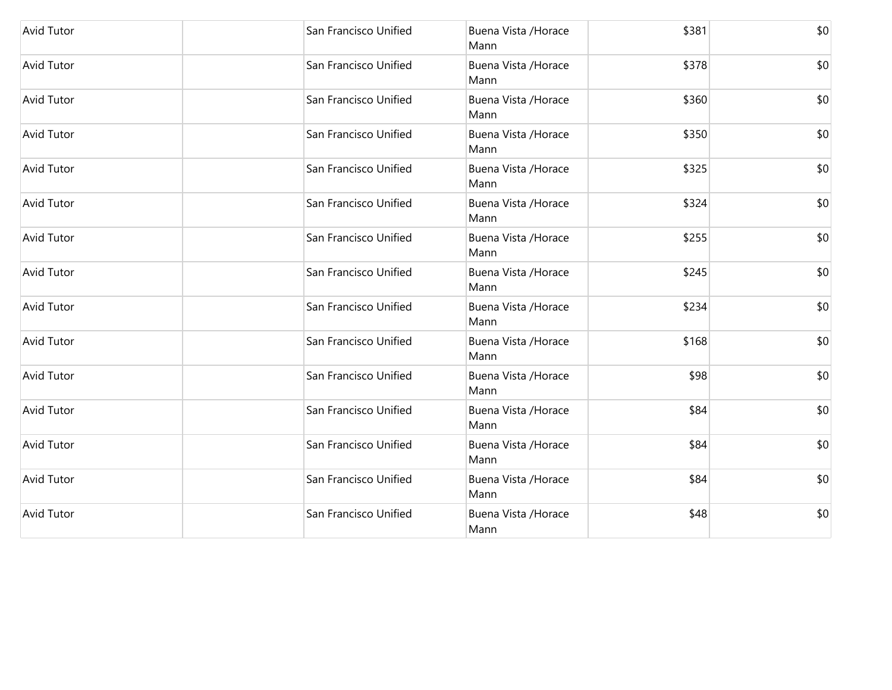| | | | | | |
|---|---|---|---|---|---|
| Avid Tutor | | San Francisco Unified | Buena Vista /Horace Mann | $381 | $0 |
| Avid Tutor | | San Francisco Unified | Buena Vista /Horace Mann | $378 | $0 |
| Avid Tutor | | San Francisco Unified | Buena Vista /Horace Mann | $360 | $0 |
| Avid Tutor | | San Francisco Unified | Buena Vista /Horace Mann | $350 | $0 |
| Avid Tutor | | San Francisco Unified | Buena Vista /Horace Mann | $325 | $0 |
| Avid Tutor | | San Francisco Unified | Buena Vista /Horace Mann | $324 | $0 |
| Avid Tutor | | San Francisco Unified | Buena Vista /Horace Mann | $255 | $0 |
| Avid Tutor | | San Francisco Unified | Buena Vista /Horace Mann | $245 | $0 |
| Avid Tutor | | San Francisco Unified | Buena Vista /Horace Mann | $234 | $0 |
| Avid Tutor | | San Francisco Unified | Buena Vista /Horace Mann | $168 | $0 |
| Avid Tutor | | San Francisco Unified | Buena Vista /Horace Mann | $98 | $0 |
| Avid Tutor | | San Francisco Unified | Buena Vista /Horace Mann | $84 | $0 |
| Avid Tutor | | San Francisco Unified | Buena Vista /Horace Mann | $84 | $0 |
| Avid Tutor | | San Francisco Unified | Buena Vista /Horace Mann | $84 | $0 |
| Avid Tutor | | San Francisco Unified | Buena Vista /Horace Mann | $48 | $0 |